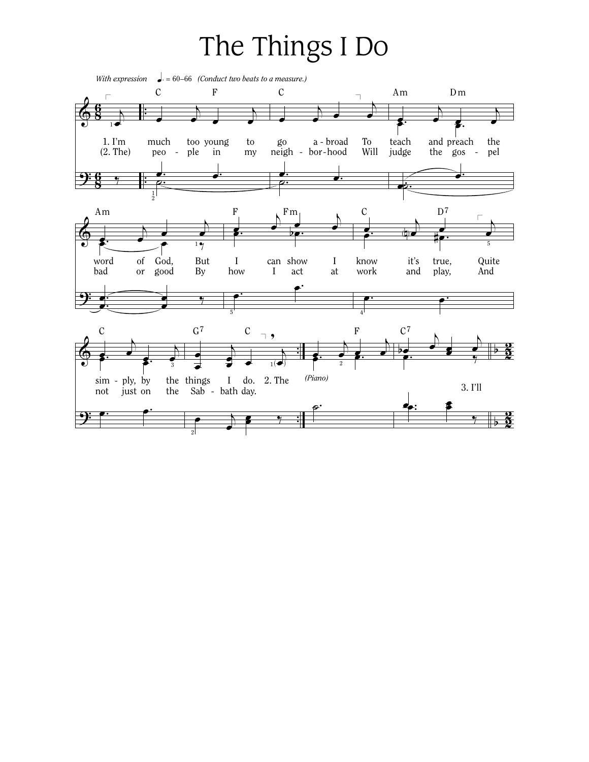# The Things I Do

*With expression* ♩. = 60–66 *(Conduct two beats to a measure.)*

C F C Am Dm

1. I'm much too young to go abroad To teach and preach the
(2. The) people in my neighborhood Will judge the gospel

Am F Fm C D7

word of God, But I can show I know it's true, Quite
bad or good By how I act at work and play, And

C G7 C F C7

simply, by the things I do. 2. The *(Piano)*
not just on the Sabbath day.

3. I'll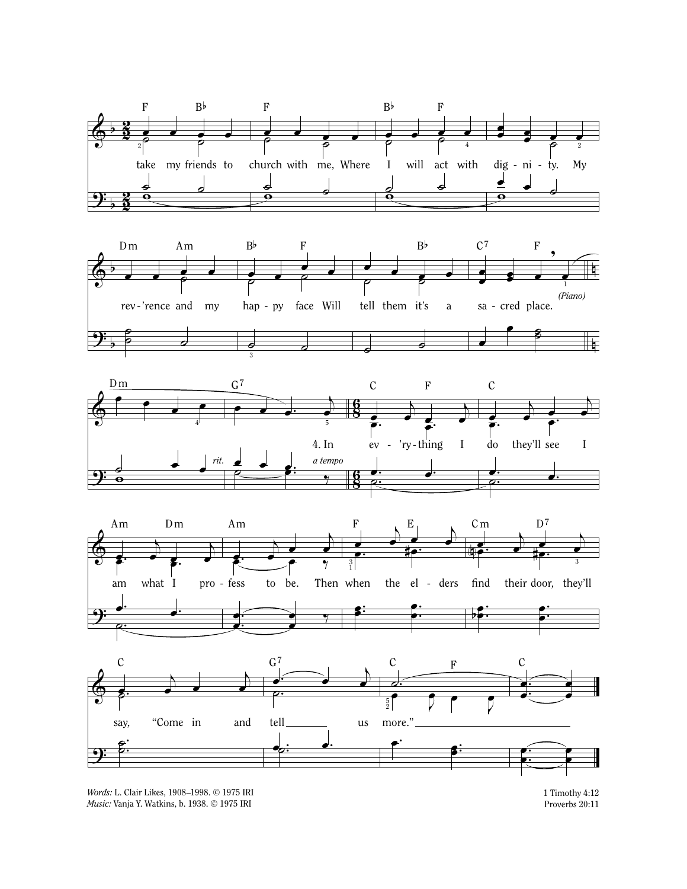take my friends to church with me, Where I will act with dig - ni - ty. My

rev - 'rence and my hap - py face Will tell them it's a sa - cred place.

*(Piano)*

4. In ev - 'ry - thing I do they'll see I

am what I pro - fess to be. Then when the el - ders find their door, they'll

say, "Come in and tell us more."

*Words:* L. Clair Likes, 1908–1998. © 1975 IRI
*Music:* Vanja Y. Watkins, b. 1938. © 1975 IRI

1 Timothy 4:12
Proverbs 20:11